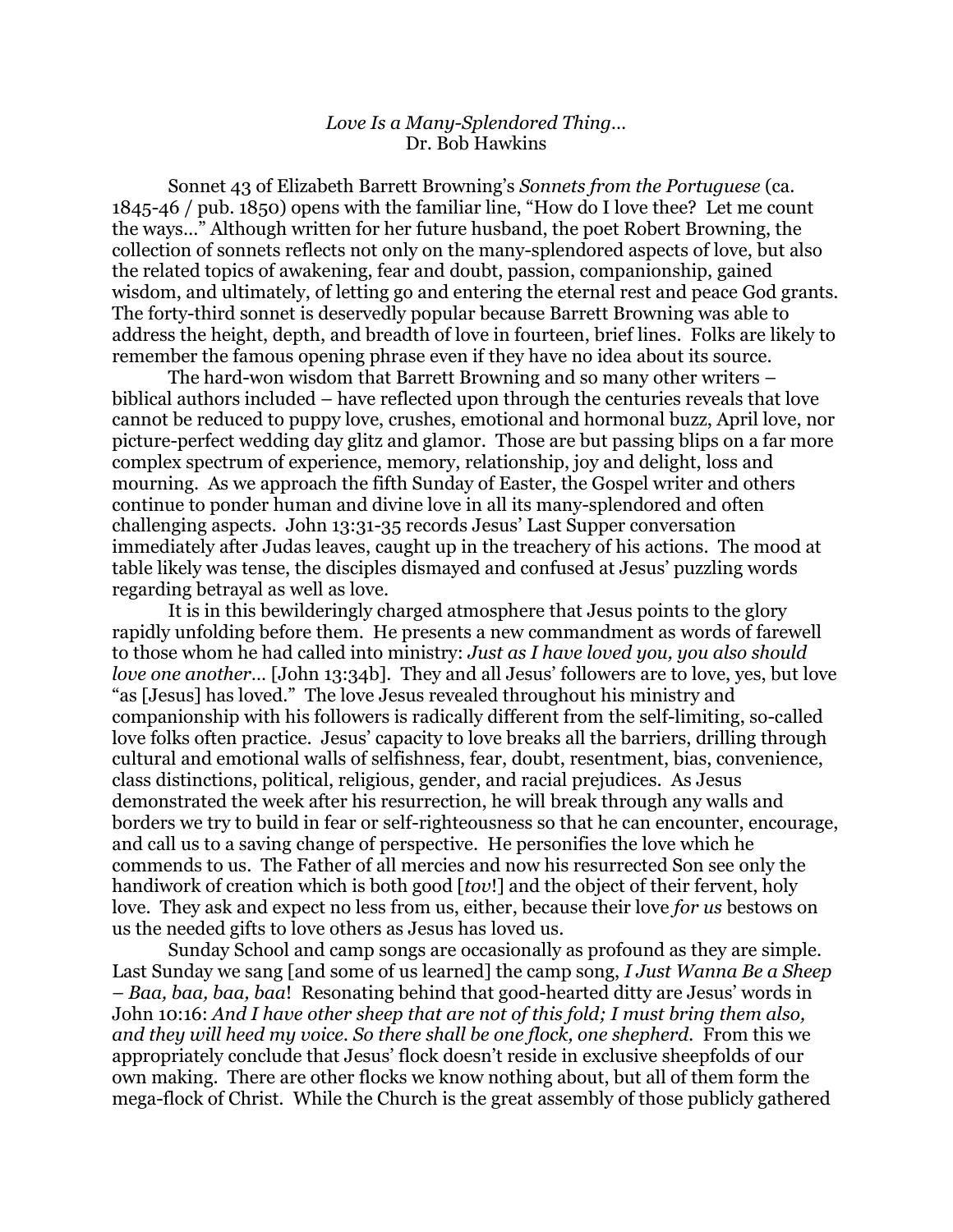*Love Is a Many-Splendored Thing…*
Dr. Bob Hawkins

Sonnet 43 of Elizabeth Barrett Browning's *Sonnets from the Portuguese* (ca. 1845-46 / pub. 1850) opens with the familiar line, "How do I love thee? Let me count the ways…" Although written for her future husband, the poet Robert Browning, the collection of sonnets reflects not only on the many-splendored aspects of love, but also the related topics of awakening, fear and doubt, passion, companionship, gained wisdom, and ultimately, of letting go and entering the eternal rest and peace God grants. The forty-third sonnet is deservedly popular because Barrett Browning was able to address the height, depth, and breadth of love in fourteen, brief lines. Folks are likely to remember the famous opening phrase even if they have no idea about its source.

The hard-won wisdom that Barrett Browning and so many other writers – biblical authors included – have reflected upon through the centuries reveals that love cannot be reduced to puppy love, crushes, emotional and hormonal buzz, April love, nor picture-perfect wedding day glitz and glamor. Those are but passing blips on a far more complex spectrum of experience, memory, relationship, joy and delight, loss and mourning. As we approach the fifth Sunday of Easter, the Gospel writer and others continue to ponder human and divine love in all its many-splendored and often challenging aspects. John 13:31-35 records Jesus' Last Supper conversation immediately after Judas leaves, caught up in the treachery of his actions. The mood at table likely was tense, the disciples dismayed and confused at Jesus' puzzling words regarding betrayal as well as love.

It is in this bewilderingly charged atmosphere that Jesus points to the glory rapidly unfolding before them. He presents a new commandment as words of farewell to those whom he had called into ministry: *Just as I have loved you, you also should love one another…* [John 13:34b]. They and all Jesus' followers are to love, yes, but love "as [Jesus] has loved." The love Jesus revealed throughout his ministry and companionship with his followers is radically different from the self-limiting, so-called love folks often practice. Jesus' capacity to love breaks all the barriers, drilling through cultural and emotional walls of selfishness, fear, doubt, resentment, bias, convenience, class distinctions, political, religious, gender, and racial prejudices. As Jesus demonstrated the week after his resurrection, he will break through any walls and borders we try to build in fear or self-righteousness so that he can encounter, encourage, and call us to a saving change of perspective. He personifies the love which he commends to us. The Father of all mercies and now his resurrected Son see only the handiwork of creation which is both good [*tov*!] and the object of their fervent, holy love. They ask and expect no less from us, either, because their love *for us* bestows on us the needed gifts to love others as Jesus has loved us.

Sunday School and camp songs are occasionally as profound as they are simple. Last Sunday we sang [and some of us learned] the camp song, *I Just Wanna Be a Sheep – Baa, baa, baa, baa*! Resonating behind that good-hearted ditty are Jesus' words in John 10:16: *And I have other sheep that are not of this fold; I must bring them also, and they will heed my voice. So there shall be one flock, one shepherd.* From this we appropriately conclude that Jesus' flock doesn't reside in exclusive sheepfolds of our own making. There are other flocks we know nothing about, but all of them form the mega-flock of Christ. While the Church is the great assembly of those publicly gathered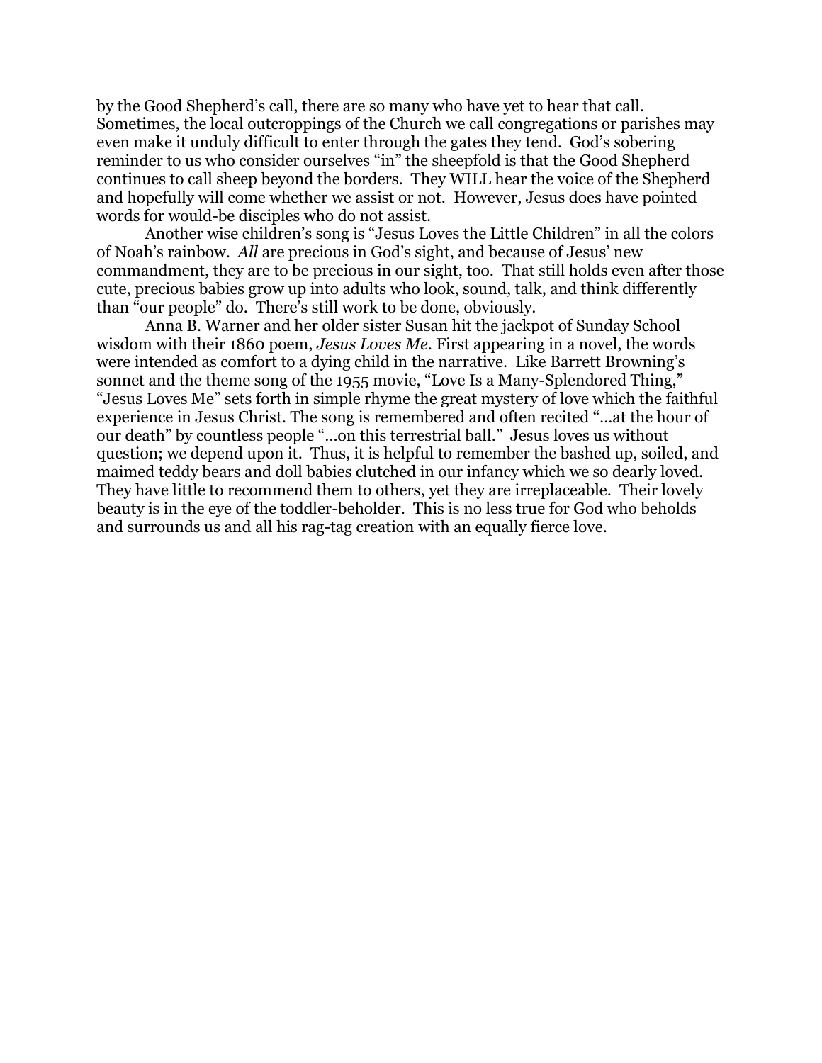by the Good Shepherd's call, there are so many who have yet to hear that call. Sometimes, the local outcroppings of the Church we call congregations or parishes may even make it unduly difficult to enter through the gates they tend. God's sobering reminder to us who consider ourselves "in" the sheepfold is that the Good Shepherd continues to call sheep beyond the borders. They WILL hear the voice of the Shepherd and hopefully will come whether we assist or not. However, Jesus does have pointed words for would-be disciples who do not assist.

Another wise children's song is "Jesus Loves the Little Children" in all the colors of Noah's rainbow. *All* are precious in God's sight, and because of Jesus' new commandment, they are to be precious in our sight, too. That still holds even after those cute, precious babies grow up into adults who look, sound, talk, and think differently than "our people" do. There's still work to be done, obviously.

Anna B. Warner and her older sister Susan hit the jackpot of Sunday School wisdom with their 1860 poem, *Jesus Loves Me*. First appearing in a novel, the words were intended as comfort to a dying child in the narrative. Like Barrett Browning's sonnet and the theme song of the 1955 movie, "Love Is a Many-Splendored Thing," "Jesus Loves Me" sets forth in simple rhyme the great mystery of love which the faithful experience in Jesus Christ. The song is remembered and often recited "…at the hour of our death" by countless people "…on this terrestrial ball." Jesus loves us without question; we depend upon it. Thus, it is helpful to remember the bashed up, soiled, and maimed teddy bears and doll babies clutched in our infancy which we so dearly loved. They have little to recommend them to others, yet they are irreplaceable. Their lovely beauty is in the eye of the toddler-beholder. This is no less true for God who beholds and surrounds us and all his rag-tag creation with an equally fierce love.